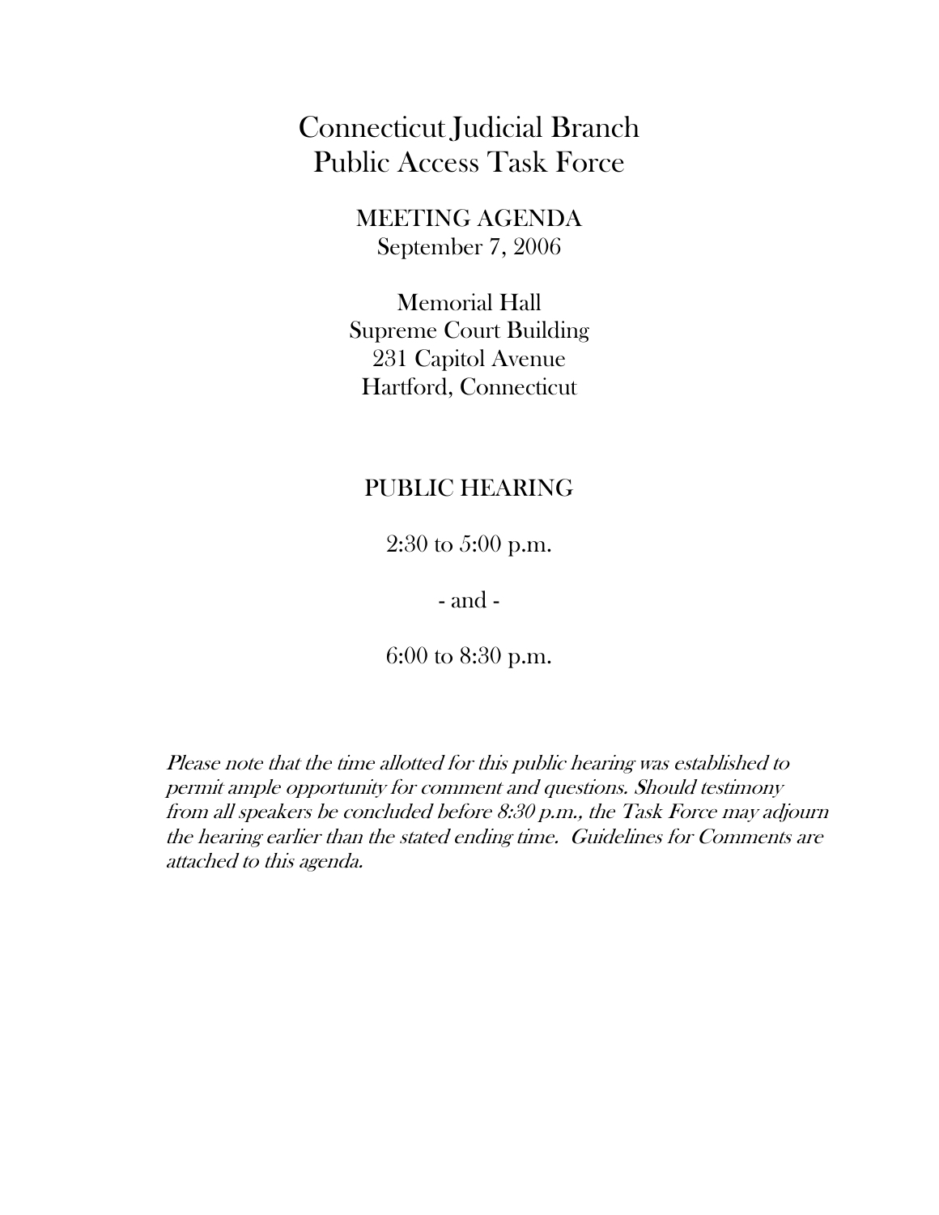# Connecticut Judicial Branch
# Public Access Task Force

## MEETING AGENDA
September 7, 2006

Memorial Hall
Supreme Court Building
231 Capitol Avenue
Hartford, Connecticut

## PUBLIC HEARING

2:30 to 5:00 p.m.

- and -

6:00 to 8:30 p.m.

*Please note that the time allotted for this public hearing was established to permit ample opportunity for comment and questions. Should testimony from all speakers be concluded before 8:30 p.m., the Task Force may adjourn the hearing earlier than the stated ending time. Guidelines for Comments are attached to this agenda.*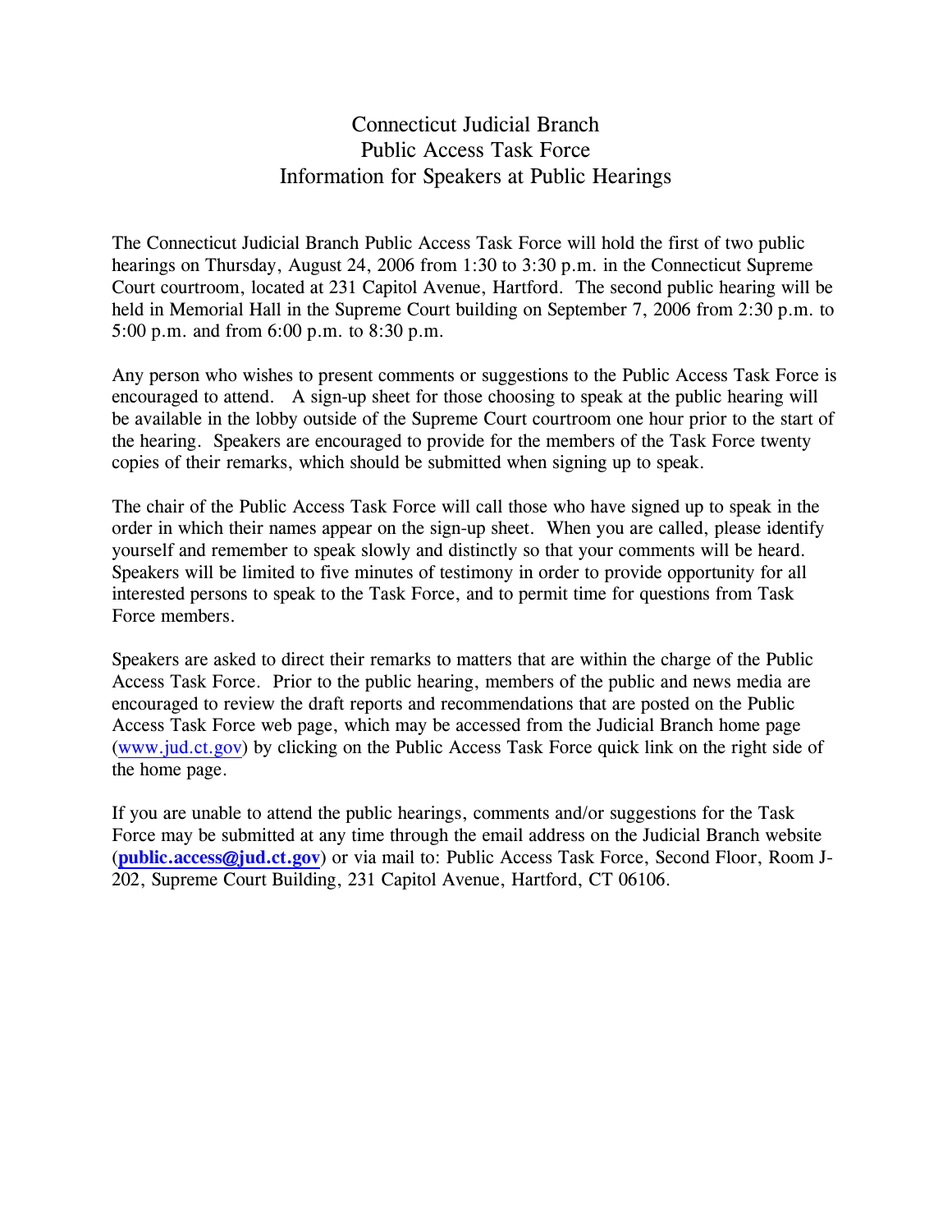# Connecticut Judicial Branch
# Public Access Task Force
# Information for Speakers at Public Hearings

The Connecticut Judicial Branch Public Access Task Force will hold the first of two public hearings on Thursday, August 24, 2006 from 1:30 to 3:30 p.m. in the Connecticut Supreme Court courtroom, located at 231 Capitol Avenue, Hartford. The second public hearing will be held in Memorial Hall in the Supreme Court building on September 7, 2006 from 2:30 p.m. to 5:00 p.m. and from 6:00 p.m. to 8:30 p.m.

Any person who wishes to present comments or suggestions to the Public Access Task Force is encouraged to attend. A sign-up sheet for those choosing to speak at the public hearing will be available in the lobby outside of the Supreme Court courtroom one hour prior to the start of the hearing. Speakers are encouraged to provide for the members of the Task Force twenty copies of their remarks, which should be submitted when signing up to speak.

The chair of the Public Access Task Force will call those who have signed up to speak in the order in which their names appear on the sign-up sheet. When you are called, please identify yourself and remember to speak slowly and distinctly so that your comments will be heard. Speakers will be limited to five minutes of testimony in order to provide opportunity for all interested persons to speak to the Task Force, and to permit time for questions from Task Force members.

Speakers are asked to direct their remarks to matters that are within the charge of the Public Access Task Force. Prior to the public hearing, members of the public and news media are encouraged to review the draft reports and recommendations that are posted on the Public Access Task Force web page, which may be accessed from the Judicial Branch home page (www.jud.ct.gov) by clicking on the Public Access Task Force quick link on the right side of the home page.

If you are unable to attend the public hearings, comments and/or suggestions for the Task Force may be submitted at any time through the email address on the Judicial Branch website (**public.access@jud.ct.gov**) or via mail to: Public Access Task Force, Second Floor, Room J-202, Supreme Court Building, 231 Capitol Avenue, Hartford, CT 06106.